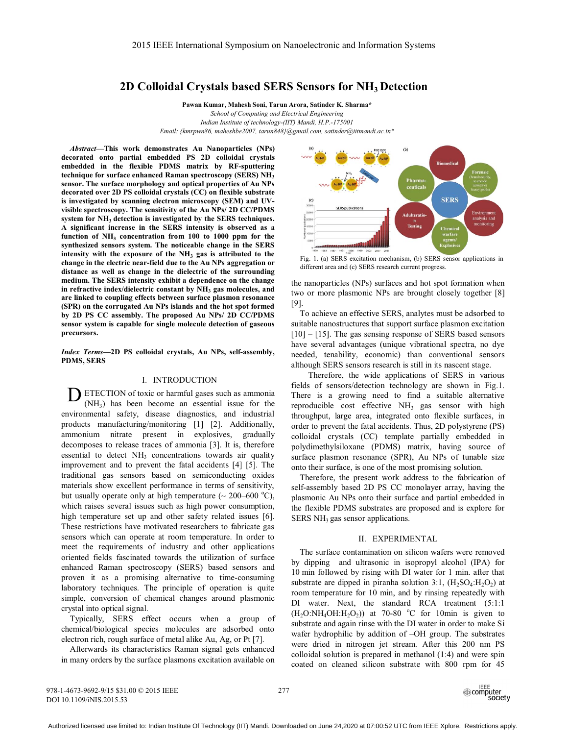# 2D Colloidal Crystals based SERS Sensors for $NH_3$ Detection

**Pawan Kumar, Mahesh Soni, Tarun Arora, Satinder K. Sharma***

*School of Computing and Electrical Engineering*
*Indian Institute of technology-(IIT) Mandi, H.P.-175001*
*Email: {kmrpwn86, maheshbe2007, tarun848}@gmail.com, satinder@iitmandi.ac.in**

***Abstract*—This work demonstrates Au Nanoparticles (NPs) decorated onto partial embedded PS 2D colloidal crystals embedded in the flexible PDMS matrix by RF-sputtering technique for surface enhanced Raman spectroscopy (SERS) $NH_3$ sensor. The surface morphology and optical properties of Au NPs decorated over 2D PS colloidal crystals (CC) on flexible substrate is investigated by scanning electron microscopy (SEM) and UV-visible spectroscopy. The sensitivity of the Au NPs/ 2D CC/PDMS system for $NH_3$ detection is investigated by the SERS techniques. A significant increase in the SERS intensity is observed as a function of $NH_3$ concentration from 100 to 1000 ppm for the synthesized sensors system. The noticeable change in the SERS intensity with the exposure of the $NH_3$ gas is attributed to the change in the electric near-field due to the Au NPs aggregation or distance as well as change in the dielectric of the surrounding medium. The SERS intensity exhibit a dependence on the change in refractive index/dielectric constant by $NH_3$ gas molecules, and are linked to coupling effects between surface plasmon resonance (SPR) on the corrugated Au NPs islands and the hot spot formed by 2D PS CC assembly. The proposed Au NPs/ 2D CC/PDMS sensor system is capable for single molecule detection of gaseous precursors.**

***Index Terms*—2D PS colloidal crystals, Au NPs, self-assembly, PDMS, SERS**

## I. INTRODUCTION

Detection of toxic or harmful gases such as ammonia ($NH_3$) has been become an essential issue for the environmental safety, disease diagnostics, and industrial products manufacturing/monitoring [1] [2]. Additionally, ammonium nitrate present in explosives, gradually decomposes to release traces of ammonia [3]. It is, therefore essential to detect $NH_3$ concentrations towards air quality improvement and to prevent the fatal accidents [4] [5]. The traditional gas sensors based on semiconducting oxides materials show excellent performance in terms of sensitivity, but usually operate only at high temperature (~ 200–600 $^oC$), which raises several issues such as high power consumption, high temperature set up and other safety related issues [6]. These restrictions have motivated researchers to fabricate gas sensors which can operate at room temperature. In order to meet the requirements of industry and other applications oriented fields fascinated towards the utilization of surface enhanced Raman spectroscopy (SERS) based sensors and proven it as a promising alternative to time-consuming laboratory techniques. The principle of operation is quite simple, conversion of chemical changes around plasmonic crystal into optical signal.

Typically, SERS effect occurs when a group of chemical/biological species molecules are adsorbed onto electron rich, rough surface of metal alike Au, Ag, or Pt [7].

Afterwards its characteristics Raman signal gets enhanced in many orders by the surface plasmons excitation available on the nanoparticles (NPs) surfaces and hot spot formation when two or more plasmonic NPs are brought closely together [8] [9].

Fig. 1. (a) SERS excitation mechanism, (b) SERS sensor applications in different area and (c) SERS research current progress.

To achieve an effective SERS, analytes must be adsorbed to suitable nanostructures that support surface plasmon excitation [10] – [15]. The gas sensing response of SERS based sensors have several advantages (unique vibrational spectra, no dye needed, tenability, economic) than conventional sensors although SERS sensors research is still in its nascent stage.

Therefore, the wide applications of SERS in various fields of sensors/detection technology are shown in Fig.1. There is a growing need to find a suitable alternative reproducible cost effective $NH_3$ gas sensor with high throughput, large area, integrated onto flexible surfaces, in order to prevent the fatal accidents. Thus, 2D polystyrene (PS) colloidal crystals (CC) template partially embedded in polydimethylsiloxane (PDMS) matrix, having source of surface plasmon resonance (SPR), Au NPs of tunable size onto their surface, is one of the most promising solution.

Therefore, the present work address to the fabrication of self-assembly based 2D PS CC monolayer array, having the plasmonic Au NPs onto their surface and partial embedded in the flexible PDMS substrates are proposed and is explore for SERS $NH_3$ gas sensor applications.

## II. EXPERIMENTAL

The surface contamination on silicon wafers were removed by dipping and ultrasonic in isopropyl alcohol (IPA) for 10 min followed by rising with DI water for 1 min. after that substrate are dipped in piranha solution 3:1, ($H_2SO_4$:$H_2O_2$) at room temperature for 10 min, and by rinsing repeatedly with DI water. Next, the standard RCA treatment (5:1:1 ($H_2O$:$NH_4OH$:$H_2O_2$)) at 70-80 $^oC$ for 10min is given to substrate and again rinse with the DI water in order to make Si wafer hydrophilic by addition of –OH group. The substrates were dried in nitrogen jet stream. After this 200 nm PS colloidal solution is prepared in methanol (1:4) and were spin coated on cleaned silicon substrate with 800 rpm for 45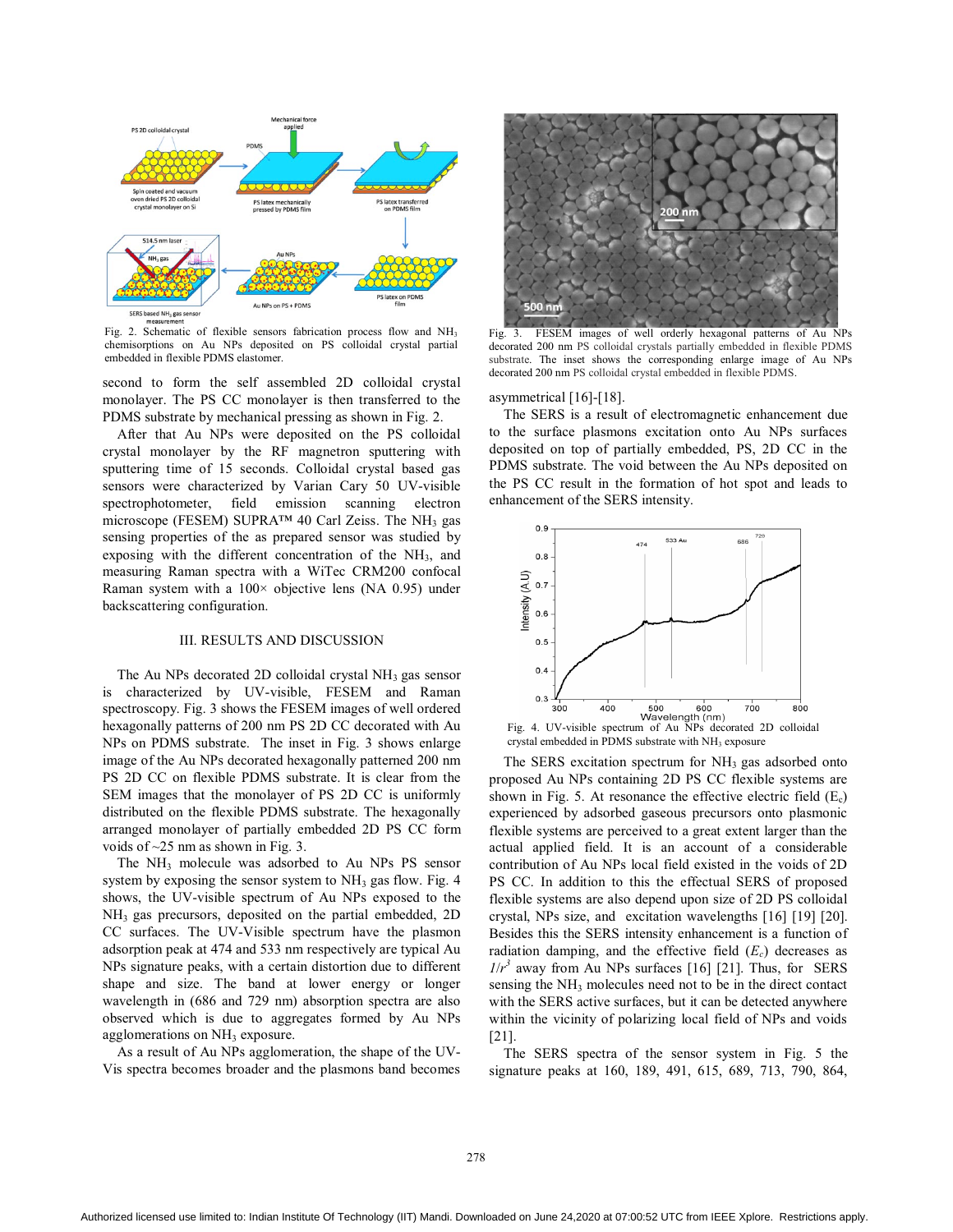Fig. 2. Schematic of flexible sensors fabrication process flow and $NH_3$ chemisorptions on Au NPs deposited on PS colloidal crystal partial embedded in flexible PDMS elastomer.

second to form the self assembled 2D colloidal crystal monolayer. The PS CC monolayer is then transferred to the PDMS substrate by mechanical pressing as shown in Fig. 2.

After that Au NPs were deposited on the PS colloidal crystal monolayer by the RF magnetron sputtering with sputtering time of 15 seconds. Colloidal crystal based gas sensors were characterized by Varian Cary 50 UV-visible spectrophotometer, field emission scanning electron microscope (FESEM) SUPRA™ 40 Carl Zeiss. The $NH_3$ gas sensing properties of the as prepared sensor was studied by exposing with the different concentration of the $NH_3$, and measuring Raman spectra with a WiTec CRM200 confocal Raman system with a 100× objective lens (NA 0.95) under backscattering configuration.

## III. RESULTS AND DISCUSSION

The Au NPs decorated 2D colloidal crystal $NH_3$ gas sensor is characterized by UV-visible, FESEM and Raman spectroscopy. Fig. 3 shows the FESEM images of well ordered hexagonally patterns of 200 nm PS 2D CC decorated with Au NPs on PDMS substrate. The inset in Fig. 3 shows enlarge image of the Au NPs decorated hexagonally patterned 200 nm PS 2D CC on flexible PDMS substrate. It is clear from the SEM images that the monolayer of PS 2D CC is uniformly distributed on the flexible PDMS substrate. The hexagonally arranged monolayer of partially embedded 2D PS CC form voids of ~25 nm as shown in Fig. 3.

The $NH_3$ molecule was adsorbed to Au NPs PS sensor system by exposing the sensor system to $NH_3$ gas flow. Fig. 4 shows, the UV-visible spectrum of Au NPs exposed to the $NH_3$ gas precursors, deposited on the partial embedded, 2D CC surfaces. The UV-Visible spectrum have the plasmon adsorption peak at 474 and 533 nm respectively are typical Au NPs signature peaks, with a certain distortion due to different shape and size. The band at lower energy or longer wavelength in (686 and 729 nm) absorption spectra are also observed which is due to aggregates formed by Au NPs agglomerations on $NH_3$ exposure.

As a result of Au NPs agglomeration, the shape of the UV-Vis spectra becomes broader and the plasmons band becomes asymmetrical [16]-[18].

Fig. 3. FESEM images of well orderly hexagonal patterns of Au NPs decorated 200 nm PS colloidal crystals partially embedded in flexible PDMS substrate. The inset shows the corresponding enlarge image of Au NPs decorated 200 nm PS colloidal crystal embedded in flexible PDMS.

The SERS is a result of electromagnetic enhancement due to the surface plasmons excitation onto Au NPs surfaces deposited on top of partially embedded, PS, 2D CC in the PDMS substrate. The void between the Au NPs deposited on the PS CC result in the formation of hot spot and leads to enhancement of the SERS intensity.

Fig. 4. UV-visible spectrum of Au NPs decorated 2D colloidal crystal embedded in PDMS substrate with $NH_3$ exposure

The SERS excitation spectrum for $NH_3$ gas adsorbed onto proposed Au NPs containing 2D PS CC flexible systems are shown in Fig. 5. At resonance the effective electric field ($E_c$) experienced by adsorbed gaseous precursors onto plasmonic flexible systems are perceived to a great extent larger than the actual applied field. It is an account of a considerable contribution of Au NPs local field existed in the voids of 2D PS CC. In addition to this the effectual SERS of proposed flexible systems are also depend upon size of 2D PS colloidal crystal, NPs size, and excitation wavelengths [16] [19] [20]. Besides this the SERS intensity enhancement is a function of radiation damping, and the effective field ($E_c$) decreases as $1/r^3$ away from Au NPs surfaces [16] [21]. Thus, for SERS sensing the $NH_3$ molecules need not to be in the direct contact with the SERS active surfaces, but it can be detected anywhere within the vicinity of polarizing local field of NPs and voids [21].

The SERS spectra of the sensor system in Fig. 5 the signature peaks at 160, 189, 491, 615, 689, 713, 790, 864,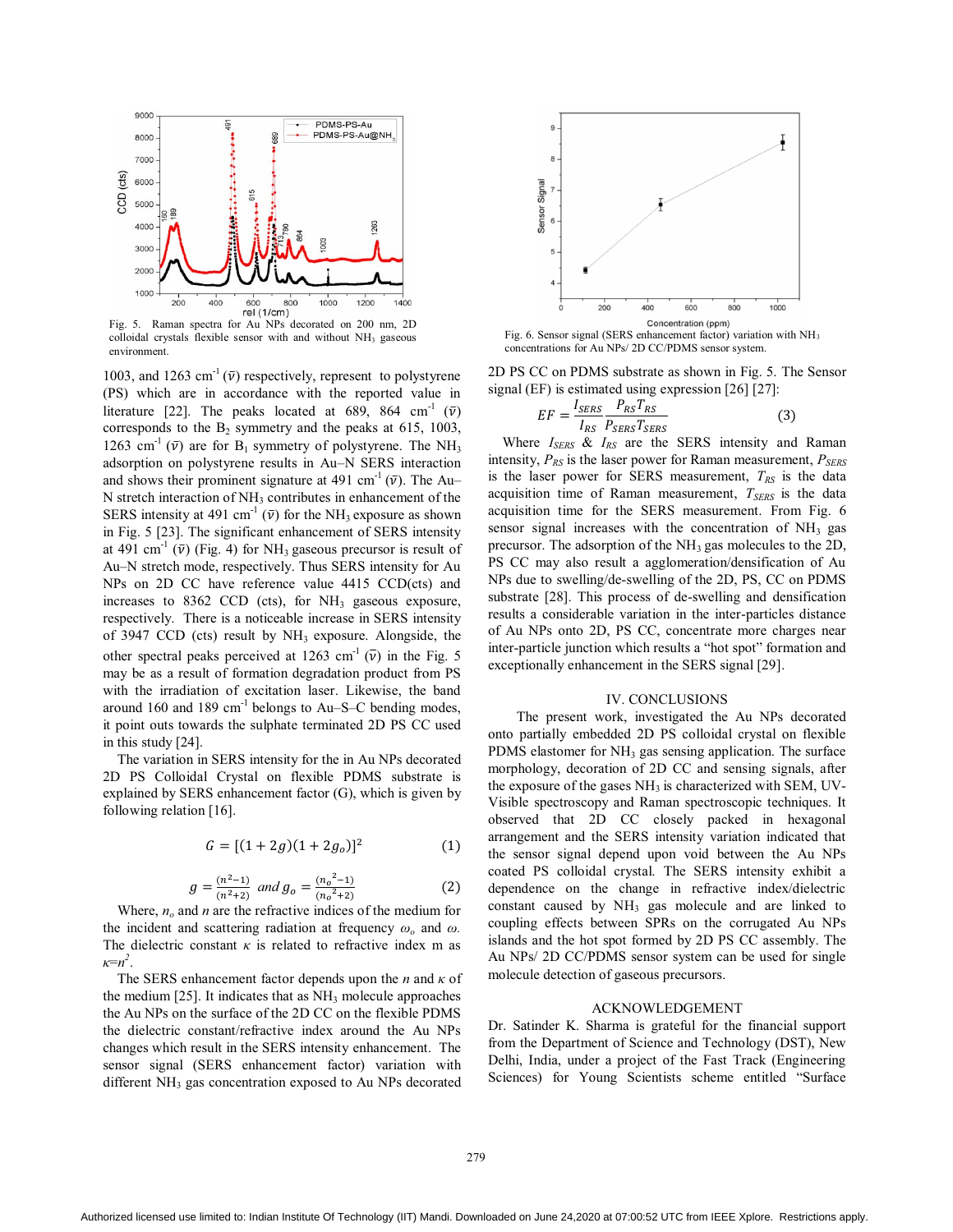Fig. 5. Raman spectra for Au NPs decorated on 200 nm, 2D colloidal crystals flexible sensor with and without $NH_3$ gaseous environment.

1003, and 1263 cm$^{-1}$ ($\bar{\nu}$) respectively, represent to polystyrene (PS) which are in accordance with the reported value in literature [22]. The peaks located at 689, 864 cm$^{-1}$ ($\bar{\nu}$) corresponds to the $B_2$ symmetry and the peaks at 615, 1003, 1263 cm$^{-1}$ ($\bar{\nu}$) are for $B_1$ symmetry of polystyrene. The $NH_3$ adsorption on polystyrene results in Au–N SERS interaction and shows their prominent signature at 491 cm$^{-1}$ ($\bar{\nu}$). The Au–N stretch interaction of $NH_3$ contributes in enhancement of the SERS intensity at 491 cm$^{-1}$ ($\bar{\nu}$) for the $NH_3$ exposure as shown in Fig. 5 [23]. The significant enhancement of SERS intensity at 491 cm$^{-1}$ ($\bar{\nu}$) (Fig. 4) for $NH_3$ gaseous precursor is result of Au–N stretch mode, respectively. Thus SERS intensity for Au NPs on 2D CC have reference value 4415 CCD(cts) and increases to 8362 CCD (cts), for $NH_3$ gaseous exposure, respectively. There is a noticeable increase in SERS intensity of 3947 CCD (cts) result by $NH_3$ exposure. Alongside, the other spectral peaks perceived at 1263 cm$^{-1}$ ($\bar{\nu}$) in the Fig. 5 may be as a result of formation degradation product from PS with the irradiation of excitation laser. Likewise, the band around 160 and 189 cm$^{-1}$ belongs to Au–S–C bending modes, it point outs towards the sulphate terminated 2D PS CC used in this study [24].

The variation in SERS intensity for the in Au NPs decorated 2D PS Colloidal Crystal on flexible PDMS substrate is explained by SERS enhancement factor (G), which is given by following relation [16].

$$G = [(1 + 2g)(1 + 2g_o)]^2 \tag{1}$$

$$g = \frac{(n^2-1)}{(n^2+2)} \text{ and } g_o = \frac{(n_o{}^2-1)}{(n_o{}^2+2)} \tag{2}$$

Where, $n_o$ and $n$ are the refractive indices of the medium for the incident and scattering radiation at frequency $\omega_o$ and $\omega$. The dielectric constant $\kappa$ is related to refractive index m as $\kappa = n^2$.

The SERS enhancement factor depends upon the $n$ and $\kappa$ of the medium [25]. It indicates that as $NH_3$ molecule approaches the Au NPs on the surface of the 2D CC on the flexible PDMS the dielectric constant/refractive index around the Au NPs changes which result in the SERS intensity enhancement. The sensor signal (SERS enhancement factor) variation with different $NH_3$ gas concentration exposed to Au NPs decorated 2D PS CC on PDMS substrate as shown in Fig. 5. The Sensor signal (EF) is estimated using expression [26] [27]:

$$EF = \frac{I_{SERS}}{I_{RS}} \frac{P_{RS} T_{RS}}{P_{SERS} T_{SERS}} \tag{3}$$

Fig. 6. Sensor signal (SERS enhancement factor) variation with $NH_3$ concentrations for Au NPs/ 2D CC/PDMS sensor system.

Where $I_{SERS}$ & $I_{RS}$ are the SERS intensity and Raman intensity, $P_{RS}$ is the laser power for Raman measurement, $P_{SERS}$ is the laser power for SERS measurement, $T_{RS}$ is the data acquisition time of Raman measurement, $T_{SERS}$ is the data acquisition time for the SERS measurement. From Fig. 6 sensor signal increases with the concentration of $NH_3$ gas precursor. The adsorption of the $NH_3$ gas molecules to the 2D, PS CC may also result a agglomeration/densification of Au NPs due to swelling/de-swelling of the 2D, PS, CC on PDMS substrate [28]. This process of de-swelling and densification results a considerable variation in the inter-particles distance of Au NPs onto 2D, PS CC, concentrate more charges near inter-particle junction which results a "hot spot" formation and exceptionally enhancement in the SERS signal [29].

## IV. CONCLUSIONS

The present work, investigated the Au NPs decorated onto partially embedded 2D PS colloidal crystal on flexible PDMS elastomer for $NH_3$ gas sensing application. The surface morphology, decoration of 2D CC and sensing signals, after the exposure of the gases $NH_3$ is characterized with SEM, UV-Visible spectroscopy and Raman spectroscopic techniques. It observed that 2D CC closely packed in hexagonal arrangement and the SERS intensity variation indicated that the sensor signal depend upon void between the Au NPs coated PS colloidal crystal. The SERS intensity exhibit a dependence on the change in refractive index/dielectric constant caused by $NH_3$ gas molecule and are linked to coupling effects between SPRs on the corrugated Au NPs islands and the hot spot formed by 2D PS CC assembly. The Au NPs/ 2D CC/PDMS sensor system can be used for single molecule detection of gaseous precursors.

## ACKNOWLEDGEMENT

Dr. Satinder K. Sharma is grateful for the financial support from the Department of Science and Technology (DST), New Delhi, India, under a project of the Fast Track (Engineering Sciences) for Young Scientists scheme entitled "Surface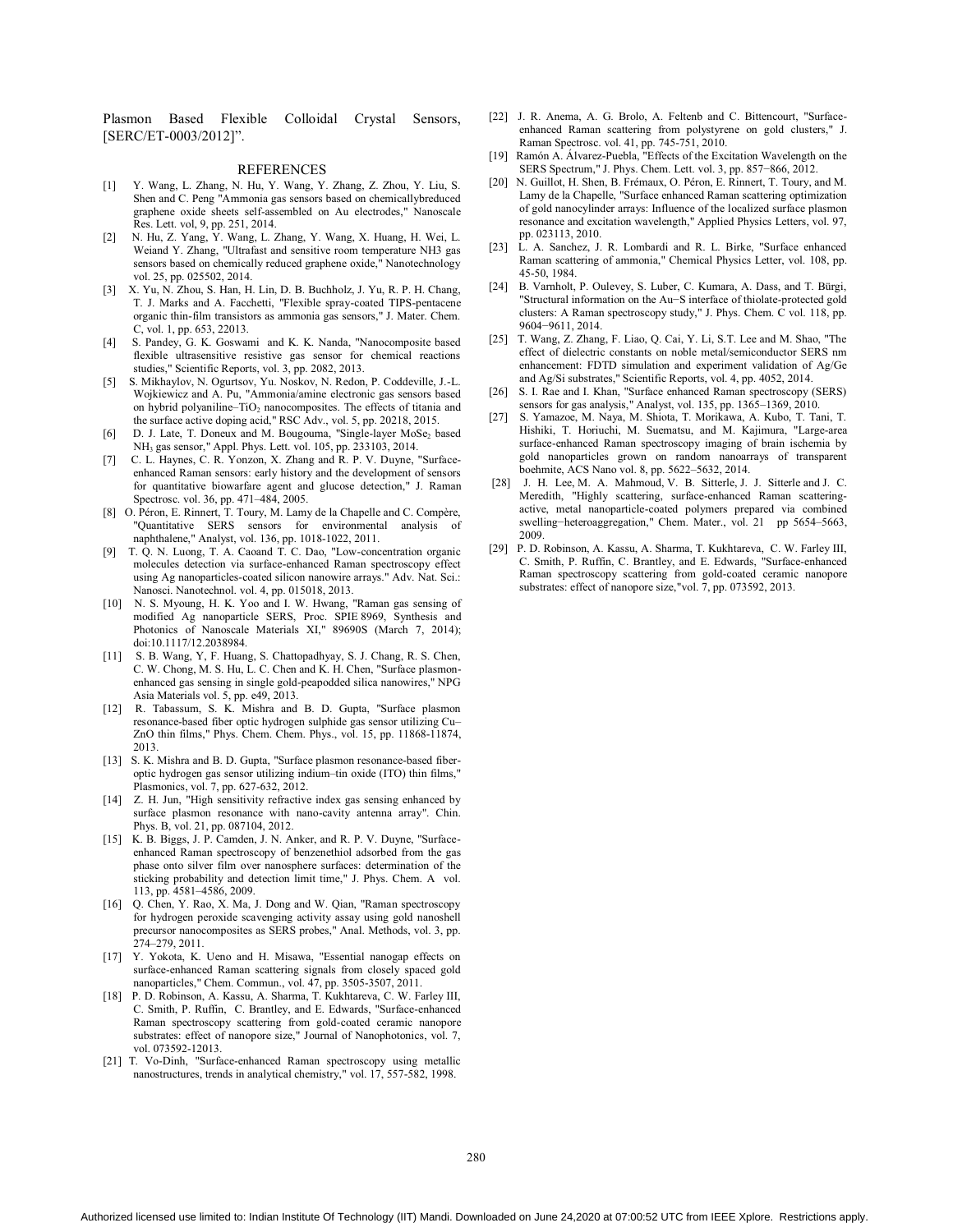Plasmon Based Flexible Colloidal Crystal Sensors, [SERC/ET-0003/2012]".

## REFERENCES

[1] Y. Wang, L. Zhang, N. Hu, Y. Wang, Y. Zhang, Z. Zhou, Y. Liu, S. Shen and C. Peng "Ammonia gas sensors based on chemicallybreduced graphene oxide sheets self-assembled on Au electrodes," Nanoscale Res. Lett. vol, 9, pp. 251, 2014.

[2] N. Hu, Z. Yang, Y. Wang, L. Zhang, Y. Wang, X. Huang, H. Wei, L. Weiand Y. Zhang, "Ultrafast and sensitive room temperature NH3 gas sensors based on chemically reduced graphene oxide," Nanotechnology vol. 25, pp. 025502, 2014.

[3] X. Yu, N. Zhou, S. Han, H. Lin, D. B. Buchholz, J. Yu, R. P. H. Chang, T. J. Marks and A. Facchetti, "Flexible spray-coated TIPS-pentacene organic thin-film transistors as ammonia gas sensors," J. Mater. Chem. C, vol. 1, pp. 653, 22013.

[4] S. Pandey, G. K. Goswami and K. K. Nanda, "Nanocomposite based flexible ultrasensitive resistive gas sensor for chemical reactions studies," Scientific Reports, vol. 3, pp. 2082, 2013.

[5] S. Mikhaylov, N. Ogurtsov, Yu. Noskov, N. Redon, P. Coddeville, J.-L. Wojkiewicz and A. Pu, "Ammonia/amine electronic gas sensors based on hybrid polyaniline–$TiO_2$ nanocomposites. The effects of titania and the surface active doping acid," RSC Adv., vol. 5, pp. 20218, 2015.

[6] D. J. Late, T. Doneux and M. Bougouma, "Single-layer $MoSe_2$ based $NH_3$ gas sensor," Appl. Phys. Lett. vol. 105, pp. 233103, 2014.

[7] C. L. Haynes, C. R. Yonzon, X. Zhang and R. P. V. Duyne, "Surface-enhanced Raman sensors: early history and the development of sensors for quantitative biowarfare agent and glucose detection," J. Raman Spectrosc. vol. 36, pp. 471–484, 2005.

[8] O. Péron, E. Rinnert, T. Toury, M. Lamy de la Chapelle and C. Compère, "Quantitative SERS sensors for environmental analysis of naphthalene," Analyst, vol. 136, pp. 1018-1022, 2011.

[9] T. Q. N. Luong, T. A. Caoand T. C. Dao, "Low-concentration organic molecules detection via surface-enhanced Raman spectroscopy effect using Ag nanoparticles-coated silicon nanowire arrays." Adv. Nat. Sci.: Nanosci. Nanotechnol. vol. 4, pp. 015018, 2013.

[10] N. S. Myoung, H. K. Yoo and I. W. Hwang, "Raman gas sensing of modified Ag nanoparticle SERS, Proc. SPIE 8969, Synthesis and Photonics of Nanoscale Materials XI," 89690S (March 7, 2014); doi:10.1117/12.2038984.

[11] S. B. Wang, Y, F. Huang, S. Chattopadhyay, S. J. Chang, R. S. Chen, C. W. Chong, M. S. Hu, L. C. Chen and K. H. Chen, "Surface plasmon-enhanced gas sensing in single gold-peapodded silica nanowires," NPG Asia Materials vol. 5, pp. e49, 2013.

[12] R. Tabassum, S. K. Mishra and B. D. Gupta, "Surface plasmon resonance-based fiber optic hydrogen sulphide gas sensor utilizing Cu–ZnO thin films," Phys. Chem. Chem. Phys., vol. 15, pp. 11868-11874, 2013.

[13] S. K. Mishra and B. D. Gupta, "Surface plasmon resonance-based fiber-optic hydrogen gas sensor utilizing indium–tin oxide (ITO) thin films," Plasmonics, vol. 7, pp. 627-632, 2012.

[14] Z. H. Jun, "High sensitivity refractive index gas sensing enhanced by surface plasmon resonance with nano-cavity antenna array". Chin. Phys. B, vol. 21, pp. 087104, 2012.

[15] K. B. Biggs, J. P. Camden, J. N. Anker, and R. P. V. Duyne, "Surface-enhanced Raman spectroscopy of benzenethiol adsorbed from the gas phase onto silver film over nanosphere surfaces: determination of the sticking probability and detection limit time," J. Phys. Chem. A vol. 113, pp. 4581–4586, 2009.

[16] Q. Chen, Y. Rao, X. Ma, J. Dong and W. Qian, "Raman spectroscopy for hydrogen peroxide scavenging activity assay using gold nanoshell precursor nanocomposites as SERS probes," Anal. Methods, vol. 3, pp. 274–279, 2011.

[17] Y. Yokota, K. Ueno and H. Misawa, "Essential nanogap effects on surface-enhanced Raman scattering signals from closely spaced gold nanoparticles," Chem. Commun., vol. 47, pp. 3505-3507, 2011.

[18] P. D. Robinson, A. Kassu, A. Sharma, T. Kukhtareva, C. W. Farley III, C. Smith, P. Ruffin, C. Brantley, and E. Edwards, "Surface-enhanced Raman spectroscopy scattering from gold-coated ceramic nanopore substrates: effect of nanopore size," Journal of Nanophotonics, vol. 7, vol. 073592-12013.

[21] T. Vo-Dinh, "Surface-enhanced Raman spectroscopy using metallic nanostructures, trends in analytical chemistry," vol. 17, 557-582, 1998.

[22] J. R. Anema, A. G. Brolo, A. Feltenb and C. Bittencourt, "Surface-enhanced Raman scattering from polystyrene on gold clusters," J. Raman Spectrosc. vol. 41, pp. 745-751, 2010.

[19] Ramón A. Álvarez-Puebla, "Effects of the Excitation Wavelength on the SERS Spectrum," J. Phys. Chem. Lett. vol. 3, pp. 857−866, 2012.

[20] N. Guillot, H. Shen, B. Frémaux, O. Péron, E. Rinnert, T. Toury, and M. Lamy de la Chapelle, "Surface enhanced Raman scattering optimization of gold nanocylinder arrays: Influence of the localized surface plasmon resonance and excitation wavelength," Applied Physics Letters, vol. 97, pp. 023113, 2010.

[23] L. A. Sanchez, J. R. Lombardi and R. L. Birke, "Surface enhanced Raman scattering of ammonia," Chemical Physics Letter, vol. 108, pp. 45-50, 1984.

[24] B. Varnholt, P. Oulevey, S. Luber, C. Kumara, A. Dass, and T. Bürgi, "Structural information on the Au−S interface of thiolate-protected gold clusters: A Raman spectroscopy study," J. Phys. Chem. C vol. 118, pp. 9604−9611, 2014.

[25] T. Wang, Z. Zhang, F. Liao, Q. Cai, Y. Li, S.T. Lee and M. Shao, "The effect of dielectric constants on noble metal/semiconductor SERS nm enhancement: FDTD simulation and experiment validation of Ag/Ge and Ag/Si substrates," Scientific Reports, vol. 4, pp. 4052, 2014.

[26] S. I. Rae and I. Khan, "Surface enhanced Raman spectroscopy (SERS) sensors for gas analysis," Analyst, vol. 135, pp. 1365–1369, 2010.

[27] S. Yamazoe, M. Naya, M. Shiota, T. Morikawa, A. Kubo, T. Tani, T. Hishiki, T. Horiuchi, M. Suematsu, and M. Kajimura, "Large-area surface-enhanced Raman spectroscopy imaging of brain ischemia by gold nanoparticles grown on random nanoarrays of transparent boehmite, ACS Nano vol. 8, pp. 5622–5632, 2014.

[28] J. H. Lee, M. A. Mahmoud, V. B. Sitterle, J. J. Sitterle and J. C. Meredith, "Highly scattering, surface-enhanced Raman scattering-active, metal nanoparticle-coated polymers prepared via combined swelling−heteroaggregation," Chem. Mater., vol. 21 pp 5654–5663, 2009.

[29] P. D. Robinson, A. Kassu, A. Sharma, T. Kukhtareva, C. W. Farley III, C. Smith, P. Ruffin, C. Brantley, and E. Edwards, "Surface-enhanced Raman spectroscopy scattering from gold-coated ceramic nanopore substrates: effect of nanopore size,"vol. 7, pp. 073592, 2013.